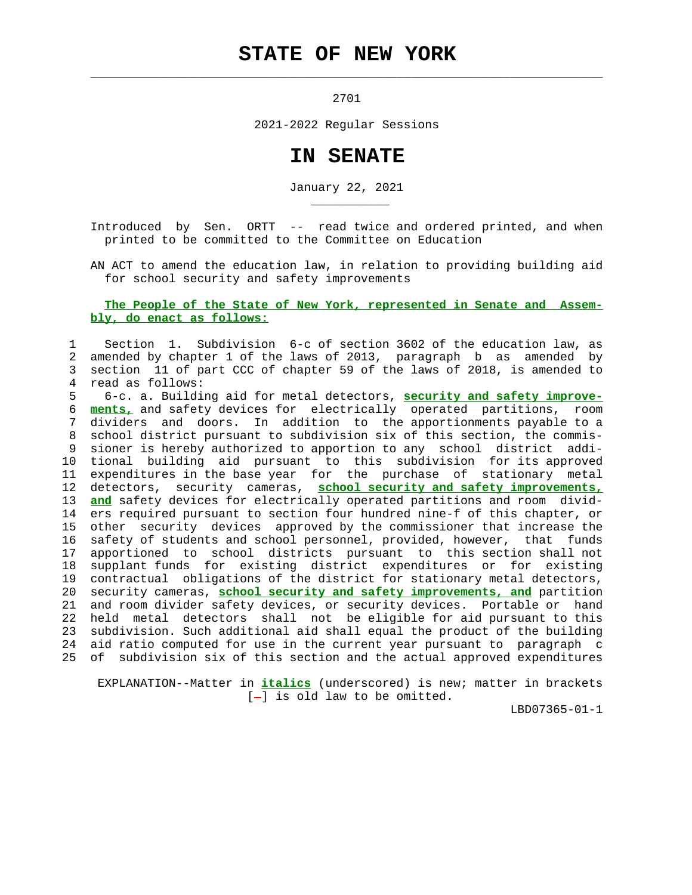# STATE OF NEW YORK

2701

2021-2022 Regular Sessions

# IN SENATE

January 22, 2021

Introduced by Sen. ORTT -- read twice and ordered printed, and when printed to be committed to the Committee on Education

AN ACT to amend the education law, in relation to providing building aid for school security and safety improvements

**The People of the State of New York, represented in Senate and Assembly, do enact as follows:**

Section 1. Subdivision 6-c of section 3602 of the education law, as amended by chapter 1 of the laws of 2013, paragraph b as amended by section 11 of part CCC of chapter 59 of the laws of 2018, is amended to read as follows:

6-c. a. Building aid for metal detectors, ***security and safety improvements,*** and safety devices for electrically operated partitions, room dividers and doors. In addition to the apportionments payable to a school district pursuant to subdivision six of this section, the commissioner is hereby authorized to apportion to any school district additional building aid pursuant to this subdivision for its approved expenditures in the base year for the purchase of stationary metal detectors, security cameras, ***school security and safety improvements, and*** safety devices for electrically operated partitions and room dividers required pursuant to section four hundred nine-f of this chapter, or other security devices approved by the commissioner that increase the safety of students and school personnel, provided, however, that funds apportioned to school districts pursuant to this section shall not supplant funds for existing district expenditures or for existing contractual obligations of the district for stationary metal detectors, security cameras, ***school security and safety improvements, and*** partition and room divider safety devices, or security devices. Portable or hand held metal detectors shall not be eligible for aid pursuant to this subdivision. Such additional aid shall equal the product of the building aid ratio computed for use in the current year pursuant to paragraph c of subdivision six of this section and the actual approved expenditures

EXPLANATION--Matter in ***italics*** (underscored) is new; matter in brackets [-] is old law to be omitted.

LBD07365-01-1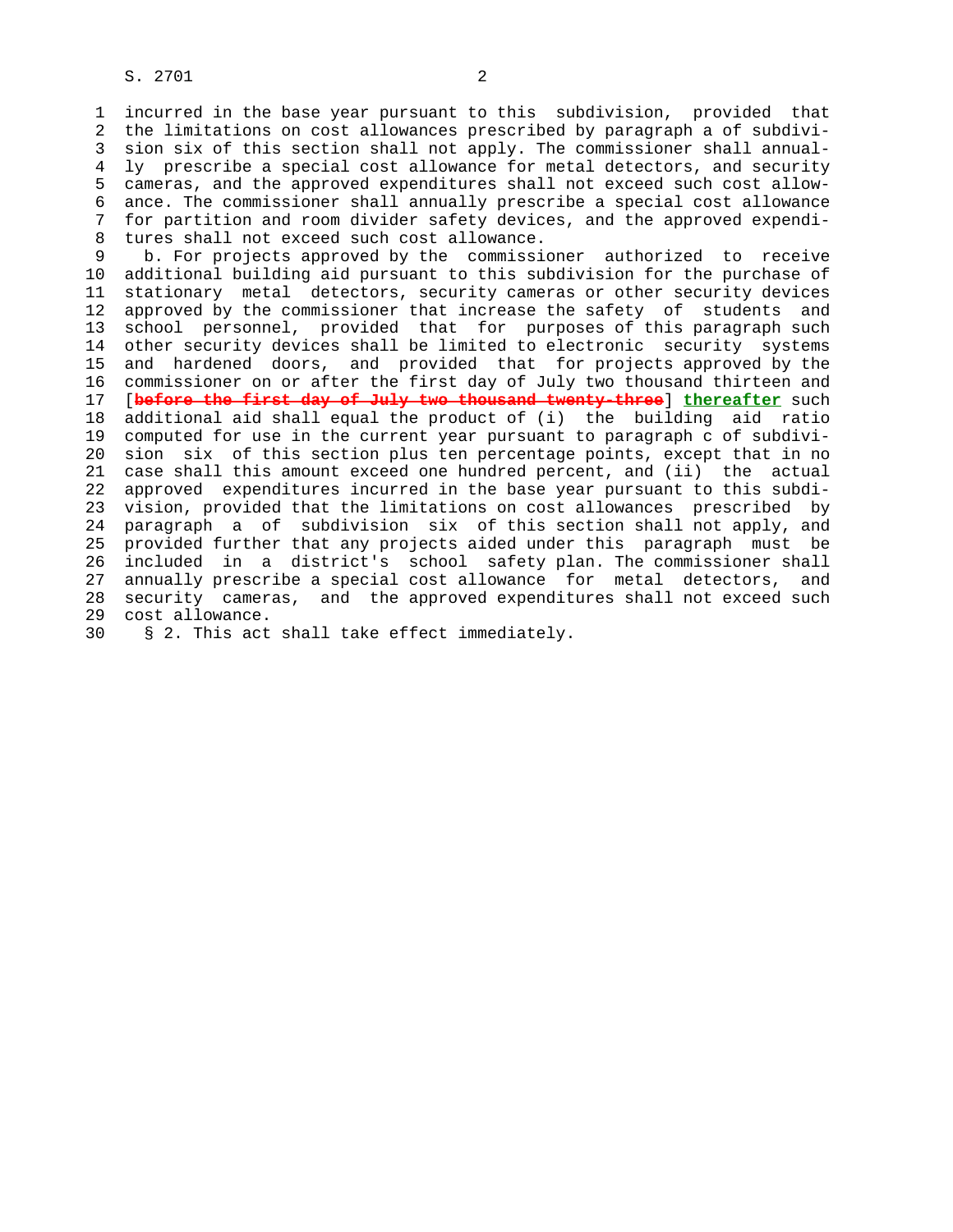incurred in the base year pursuant to this subdivision, provided that the limitations on cost allowances prescribed by paragraph a of subdivision six of this section shall not apply. The commissioner shall annually prescribe a special cost allowance for metal detectors, and security cameras, and the approved expenditures shall not exceed such cost allowance. The commissioner shall annually prescribe a special cost allowance for partition and room divider safety devices, and the approved expenditures shall not exceed such cost allowance.

b. For projects approved by the commissioner authorized to receive additional building aid pursuant to this subdivision for the purchase of stationary metal detectors, security cameras or other security devices approved by the commissioner that increase the safety of students and school personnel, provided that for purposes of this paragraph such other security devices shall be limited to electronic security systems and hardened doors, and provided that for projects approved by the commissioner on or after the first day of July two thousand thirteen and [~~before the first day of July two thousand twenty-three~~] **thereafter** such additional aid shall equal the product of (i) the building aid ratio computed for use in the current year pursuant to paragraph c of subdivision six of this section plus ten percentage points, except that in no case shall this amount exceed one hundred percent, and (ii) the actual approved expenditures incurred in the base year pursuant to this subdivision, provided that the limitations on cost allowances prescribed by paragraph a of subdivision six of this section shall not apply, and provided further that any projects aided under this paragraph must be included in a district's school safety plan. The commissioner shall annually prescribe a special cost allowance for metal detectors, and security cameras, and the approved expenditures shall not exceed such cost allowance.

§ 2. This act shall take effect immediately.